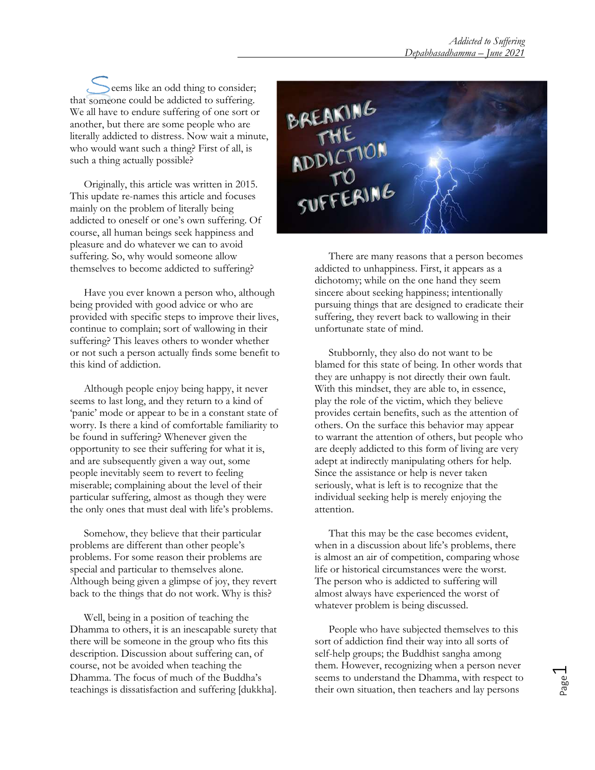Seems like an odd thing to consider; that someone could be addicted to suffering. We all have to endure suffering of one sort or another, but there are some people who are literally addicted to distress. Now wait a minute, who would want such a thing? First of all, is such a thing actually possible?

Originally, this article was written in 2015. This update re-names this article and focuses mainly on the problem of literally being addicted to oneself or one's own suffering. Of course, all human beings seek happiness and pleasure and do whatever we can to avoid suffering. So, why would someone allow themselves to become addicted to suffering?

Have you ever known a person who, although being provided with good advice or who are provided with specific steps to improve their lives, continue to complain; sort of wallowing in their suffering? This leaves others to wonder whether or not such a person actually finds some benefit to this kind of addiction.

Although people enjoy being happy, it never seems to last long, and they return to a kind of 'panic' mode or appear to be in a constant state of worry. Is there a kind of comfortable familiarity to be found in suffering? Whenever given the opportunity to see their suffering for what it is, and are subsequently given a way out, some people inevitably seem to revert to feeling miserable; complaining about the level of their particular suffering, almost as though they were the only ones that must deal with life's problems.

Somehow, they believe that their particular problems are different than other people's problems. For some reason their problems are special and particular to themselves alone. Although being given a glimpse of joy, they revert back to the things that do not work. Why is this?

Well, being in a position of teaching the Dhamma to others, it is an inescapable surety that there will be someone in the group who fits this description. Discussion about suffering can, of course, not be avoided when teaching the Dhamma. The focus of much of the Buddha's teachings is dissatisfaction and suffering [dukkha].

There are many reasons that a person becomes addicted to unhappiness. First, it appears as a dichotomy; while on the one hand they seem sincere about seeking happiness; intentionally pursuing things that are designed to eradicate their suffering, they revert back to wallowing in their unfortunate state of mind.

Stubbornly, they also do not want to be blamed for this state of being. In other words that they are unhappy is not directly their own fault. With this mindset, they are able to, in essence, play the role of the victim, which they believe provides certain benefits, such as the attention of others. On the surface this behavior may appear to warrant the attention of others, but people who are deeply addicted to this form of living are very adept at indirectly manipulating others for help. Since the assistance or help is never taken seriously, what is left is to recognize that the individual seeking help is merely enjoying the attention.

That this may be the case becomes evident, when in a discussion about life's problems, there is almost an air of competition, comparing whose life or historical circumstances were the worst. The person who is addicted to suffering will almost always have experienced the worst of whatever problem is being discussed.

People who have subjected themselves to this sort of addiction find their way into all sorts of self-help groups; the Buddhist sangha among them. However, recognizing when a person never seems to understand the Dhamma, with respect to their own situation, then teachers and lay persons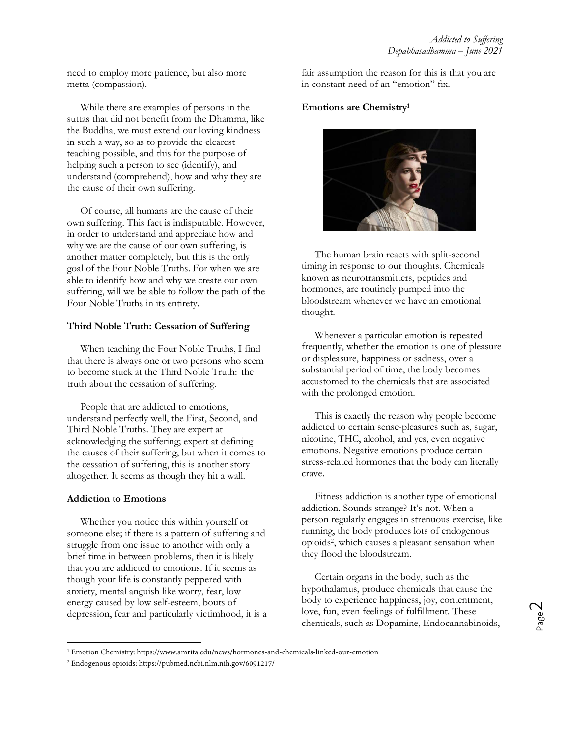need to employ more patience, but also more metta (compassion).

While there are examples of persons in the suttas that did not benefit from the Dhamma, like the Buddha, we must extend our loving kindness in such a way, so as to provide the clearest teaching possible, and this for the purpose of helping such a person to see (identify), and understand (comprehend), how and why they are the cause of their own suffering.

Of course, all humans are the cause of their own suffering. This fact is indisputable. However, in order to understand and appreciate how and why we are the cause of our own suffering, is another matter completely, but this is the only goal of the Four Noble Truths. For when we are able to identify how and why we create our own suffering, will we be able to follow the path of the Four Noble Truths in its entirety.

**Third Noble Truth: Cessation of Suffering**

When teaching the Four Noble Truths, I find that there is always one or two persons who seem to become stuck at the Third Noble Truth: the truth about the cessation of suffering.

People that are addicted to emotions, understand perfectly well, the First, Second, and Third Noble Truths. They are expert at acknowledging the suffering; expert at defining the causes of their suffering, but when it comes to the cessation of suffering, this is another story altogether. It seems as though they hit a wall.

**Addiction to Emotions**

Whether you notice this within yourself or someone else; if there is a pattern of suffering and struggle from one issue to another with only a brief time in between problems, then it is likely that you are addicted to emotions. If it seems as though your life is constantly peppered with anxiety, mental anguish like worry, fear, low energy caused by low self-esteem, bouts of depression, fear and particularly victimhood, it is a fair assumption the reason for this is that you are in constant need of an "emotion" fix.

**Emotions are Chemistry**[1]

The human brain reacts with split-second timing in response to our thoughts. Chemicals known as neurotransmitters, peptides and hormones, are routinely pumped into the bloodstream whenever we have an emotional thought.

Whenever a particular emotion is repeated frequently, whether the emotion is one of pleasure or displeasure, happiness or sadness, over a substantial period of time, the body becomes accustomed to the chemicals that are associated with the prolonged emotion.

This is exactly the reason why people become addicted to certain sense-pleasures such as, sugar, nicotine, THC, alcohol, and yes, even negative emotions. Negative emotions produce certain stress-related hormones that the body can literally crave.

Fitness addiction is another type of emotional addiction. Sounds strange? It's not. When a person regularly engages in strenuous exercise, like running, the body produces lots of endogenous opioids[2], which causes a pleasant sensation when they flood the bloodstream.

Certain organs in the body, such as the hypothalamus, produce chemicals that cause the body to experience happiness, joy, contentment, love, fun, even feelings of fulfillment. These chemicals, such as Dopamine, Endocannabinoids,

---

[1] Emotion Chemistry: https://www.amrita.edu/news/hormones-and-chemicals-linked-our-emotion

[2] Endogenous opioids: https://pubmed.ncbi.nlm.nih.gov/6091217/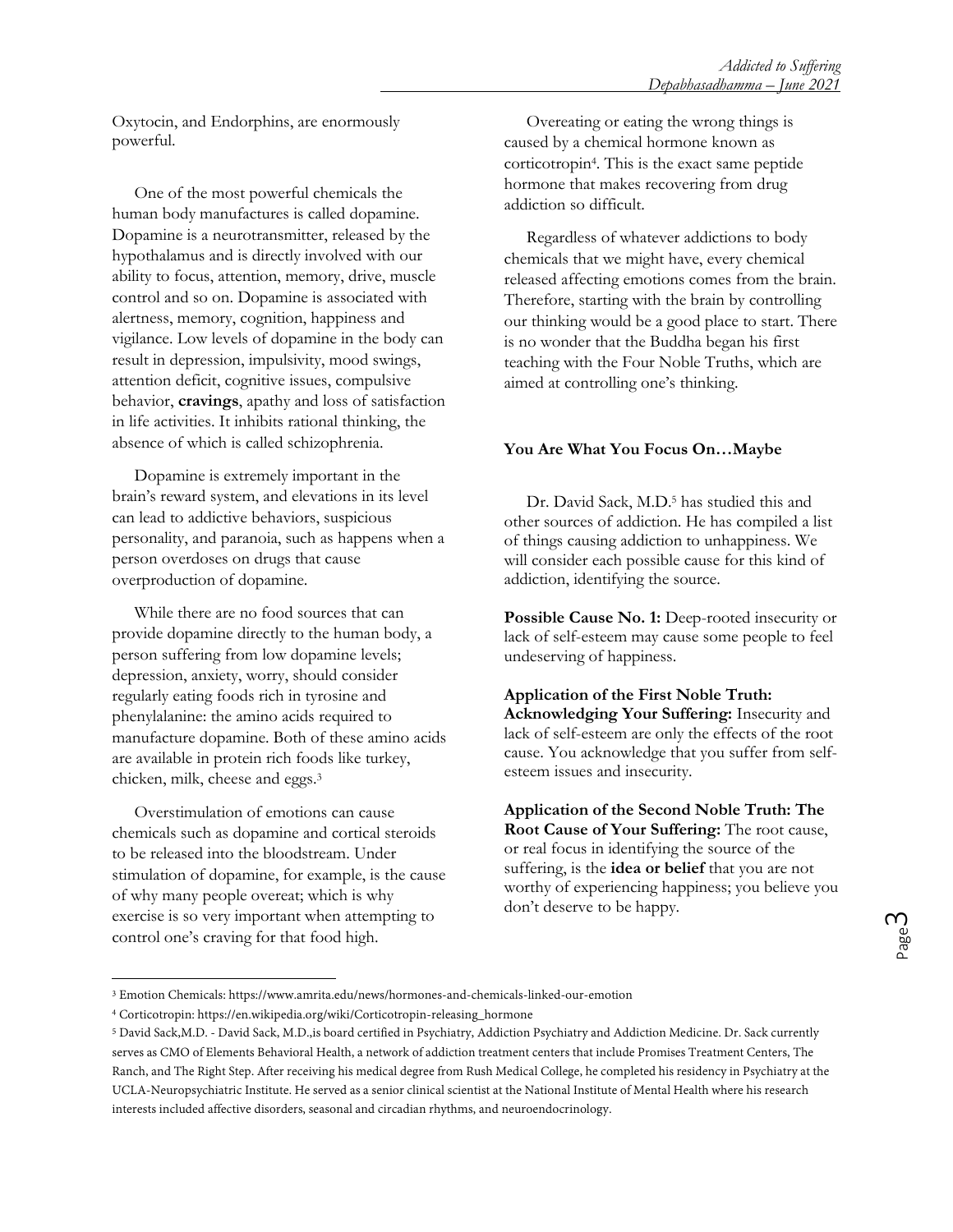Oxytocin, and Endorphins, are enormously powerful.

One of the most powerful chemicals the human body manufactures is called dopamine. Dopamine is a neurotransmitter, released by the hypothalamus and is directly involved with our ability to focus, attention, memory, drive, muscle control and so on. Dopamine is associated with alertness, memory, cognition, happiness and vigilance. Low levels of dopamine in the body can result in depression, impulsivity, mood swings, attention deficit, cognitive issues, compulsive behavior, **cravings**, apathy and loss of satisfaction in life activities. It inhibits rational thinking, the absence of which is called schizophrenia.

Dopamine is extremely important in the brain's reward system, and elevations in its level can lead to addictive behaviors, suspicious personality, and paranoia, such as happens when a person overdoses on drugs that cause overproduction of dopamine.

While there are no food sources that can provide dopamine directly to the human body, a person suffering from low dopamine levels; depression, anxiety, worry, should consider regularly eating foods rich in tyrosine and phenylalanine: the amino acids required to manufacture dopamine. Both of these amino acids are available in protein rich foods like turkey, chicken, milk, cheese and eggs.[3]

Overstimulation of emotions can cause chemicals such as dopamine and cortical steroids to be released into the bloodstream. Under stimulation of dopamine, for example, is the cause of why many people overeat; which is why exercise is so very important when attempting to control one's craving for that food high.

Overeating or eating the wrong things is caused by a chemical hormone known as corticotropin[4]. This is the exact same peptide hormone that makes recovering from drug addiction so difficult.

Regardless of whatever addictions to body chemicals that we might have, every chemical released affecting emotions comes from the brain. Therefore, starting with the brain by controlling our thinking would be a good place to start. There is no wonder that the Buddha began his first teaching with the Four Noble Truths, which are aimed at controlling one's thinking.

### You Are What You Focus On…Maybe

Dr. David Sack, M.D.[5] has studied this and other sources of addiction. He has compiled a list of things causing addiction to unhappiness. We will consider each possible cause for this kind of addiction, identifying the source.

**Possible Cause No. 1:** Deep-rooted insecurity or lack of self-esteem may cause some people to feel undeserving of happiness.

**Application of the First Noble Truth: Acknowledging Your Suffering:** Insecurity and lack of self-esteem are only the effects of the root cause. You acknowledge that you suffer from self-esteem issues and insecurity.

**Application of the Second Noble Truth: The Root Cause of Your Suffering:** The root cause, or real focus in identifying the source of the suffering, is the **idea or belief** that you are not worthy of experiencing happiness; you believe you don't deserve to be happy.

---

[3] Emotion Chemicals: https://www.amrita.edu/news/hormones-and-chemicals-linked-our-emotion

[4] Corticotropin: https://en.wikipedia.org/wiki/Corticotropin-releasing_hormone

[5] David Sack,M.D. - David Sack, M.D.,is board certified in Psychiatry, Addiction Psychiatry and Addiction Medicine. Dr. Sack currently serves as CMO of Elements Behavioral Health, a network of addiction treatment centers that include Promises Treatment Centers, The Ranch, and The Right Step. After receiving his medical degree from Rush Medical College, he completed his residency in Psychiatry at the UCLA-Neuropsychiatric Institute. He served as a senior clinical scientist at the National Institute of Mental Health where his research interests included affective disorders, seasonal and circadian rhythms, and neuroendocrinology.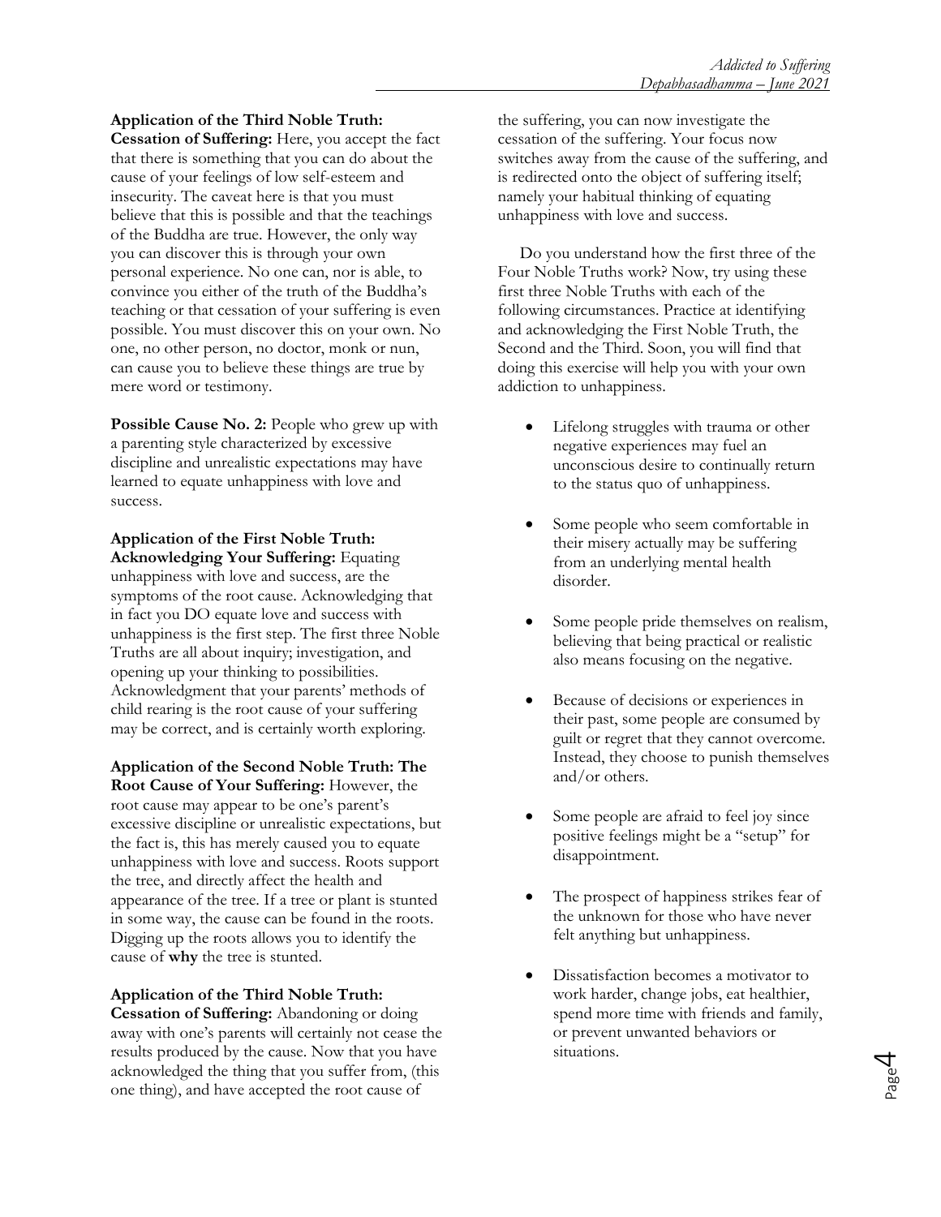**Application of the Third Noble Truth: Cessation of Suffering:** Here, you accept the fact that there is something that you can do about the cause of your feelings of low self-esteem and insecurity. The caveat here is that you must believe that this is possible and that the teachings of the Buddha are true. However, the only way you can discover this is through your own personal experience. No one can, nor is able, to convince you either of the truth of the Buddha's teaching or that cessation of your suffering is even possible. You must discover this on your own. No one, no other person, no doctor, monk or nun, can cause you to believe these things are true by mere word or testimony.

**Possible Cause No. 2:** People who grew up with a parenting style characterized by excessive discipline and unrealistic expectations may have learned to equate unhappiness with love and success.

**Application of the First Noble Truth: Acknowledging Your Suffering:** Equating unhappiness with love and success, are the symptoms of the root cause. Acknowledging that in fact you DO equate love and success with unhappiness is the first step. The first three Noble Truths are all about inquiry; investigation, and opening up your thinking to possibilities. Acknowledgment that your parents' methods of child rearing is the root cause of your suffering may be correct, and is certainly worth exploring.

**Application of the Second Noble Truth: The Root Cause of Your Suffering:** However, the root cause may appear to be one's parent's excessive discipline or unrealistic expectations, but the fact is, this has merely caused you to equate unhappiness with love and success. Roots support the tree, and directly affect the health and appearance of the tree. If a tree or plant is stunted in some way, the cause can be found in the roots. Digging up the roots allows you to identify the cause of **why** the tree is stunted.

**Application of the Third Noble Truth: Cessation of Suffering:** Abandoning or doing away with one's parents will certainly not cease the results produced by the cause. Now that you have acknowledged the thing that you suffer from, (this one thing), and have accepted the root cause of the suffering, you can now investigate the cessation of the suffering. Your focus now switches away from the cause of the suffering, and is redirected onto the object of suffering itself; namely your habitual thinking of equating unhappiness with love and success.

Do you understand how the first three of the Four Noble Truths work? Now, try using these first three Noble Truths with each of the following circumstances. Practice at identifying and acknowledging the First Noble Truth, the Second and the Third. Soon, you will find that doing this exercise will help you with your own addiction to unhappiness.

- Lifelong struggles with trauma or other negative experiences may fuel an unconscious desire to continually return to the status quo of unhappiness.
- Some people who seem comfortable in their misery actually may be suffering from an underlying mental health disorder.
- Some people pride themselves on realism, believing that being practical or realistic also means focusing on the negative.
- Because of decisions or experiences in their past, some people are consumed by guilt or regret that they cannot overcome. Instead, they choose to punish themselves and/or others.
- Some people are afraid to feel joy since positive feelings might be a "setup" for disappointment.
- The prospect of happiness strikes fear of the unknown for those who have never felt anything but unhappiness.
- Dissatisfaction becomes a motivator to work harder, change jobs, eat healthier, spend more time with friends and family, or prevent unwanted behaviors or situations.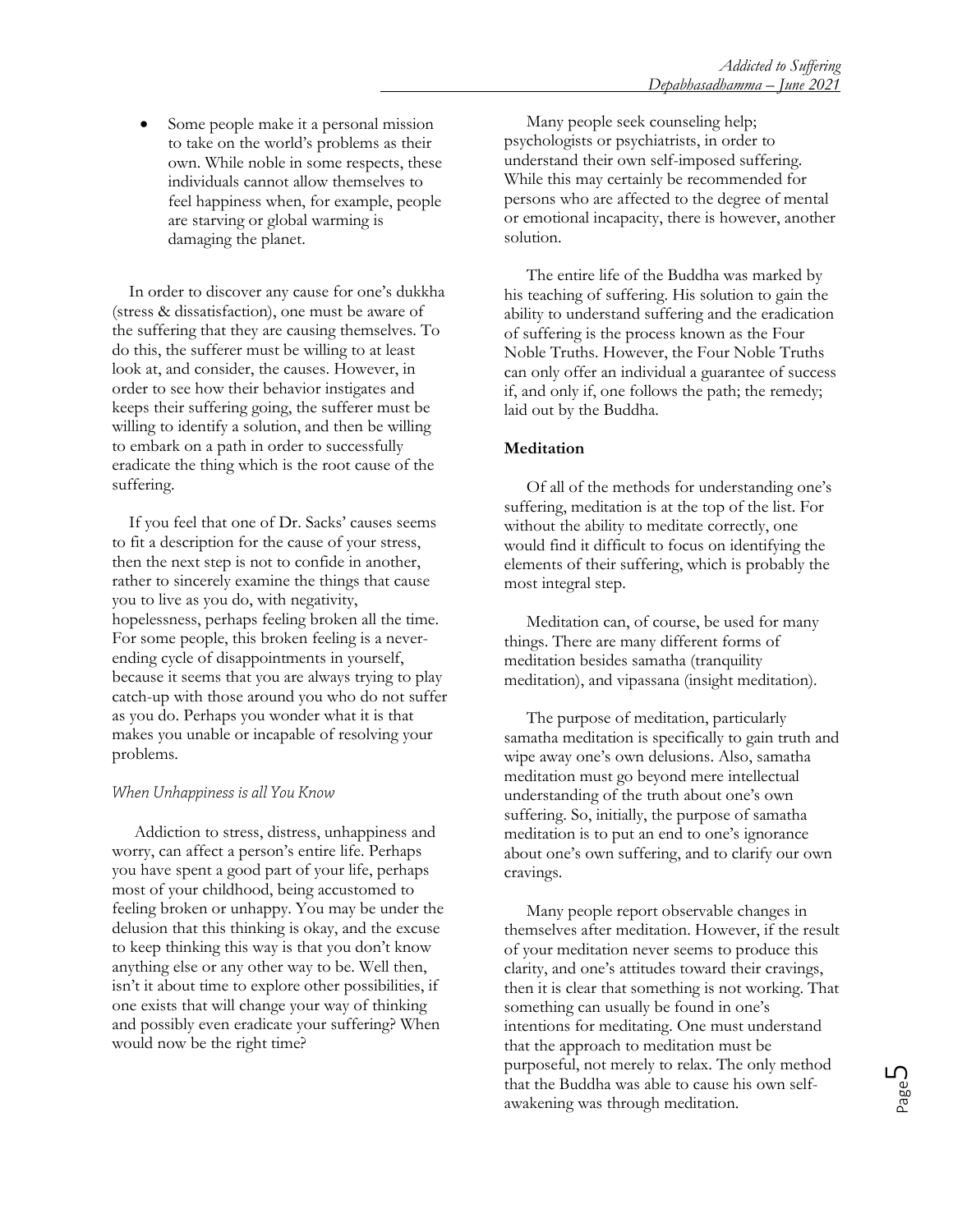- Some people make it a personal mission to take on the world's problems as their own. While noble in some respects, these individuals cannot allow themselves to feel happiness when, for example, people are starving or global warming is damaging the planet.

In order to discover any cause for one's dukkha (stress & dissatisfaction), one must be aware of the suffering that they are causing themselves. To do this, the sufferer must be willing to at least look at, and consider, the causes. However, in order to see how their behavior instigates and keeps their suffering going, the sufferer must be willing to identify a solution, and then be willing to embark on a path in order to successfully eradicate the thing which is the root cause of the suffering.

If you feel that one of Dr. Sacks' causes seems to fit a description for the cause of your stress, then the next step is not to confide in another, rather to sincerely examine the things that cause you to live as you do, with negativity, hopelessness, perhaps feeling broken all the time. For some people, this broken feeling is a never-ending cycle of disappointments in yourself, because it seems that you are always trying to play catch-up with those around you who do not suffer as you do. Perhaps you wonder what it is that makes you unable or incapable of resolving your problems.

*When Unhappiness is all You Know*

Addiction to stress, distress, unhappiness and worry, can affect a person's entire life. Perhaps you have spent a good part of your life, perhaps most of your childhood, being accustomed to feeling broken or unhappy. You may be under the delusion that this thinking is okay, and the excuse to keep thinking this way is that you don't know anything else or any other way to be. Well then, isn't it about time to explore other possibilities, if one exists that will change your way of thinking and possibly even eradicate your suffering? When would now be the right time?

Many people seek counseling help; psychologists or psychiatrists, in order to understand their own self-imposed suffering. While this may certainly be recommended for persons who are affected to the degree of mental or emotional incapacity, there is however, another solution.

The entire life of the Buddha was marked by his teaching of suffering. His solution to gain the ability to understand suffering and the eradication of suffering is the process known as the Four Noble Truths. However, the Four Noble Truths can only offer an individual a guarantee of success if, and only if, one follows the path; the remedy; laid out by the Buddha.

**Meditation**

Of all of the methods for understanding one's suffering, meditation is at the top of the list. For without the ability to meditate correctly, one would find it difficult to focus on identifying the elements of their suffering, which is probably the most integral step.

Meditation can, of course, be used for many things. There are many different forms of meditation besides samatha (tranquility meditation), and vipassana (insight meditation).

The purpose of meditation, particularly samatha meditation is specifically to gain truth and wipe away one's own delusions. Also, samatha meditation must go beyond mere intellectual understanding of the truth about one's own suffering. So, initially, the purpose of samatha meditation is to put an end to one's ignorance about one's own suffering, and to clarify our own cravings.

Many people report observable changes in themselves after meditation. However, if the result of your meditation never seems to produce this clarity, and one's attitudes toward their cravings, then it is clear that something is not working. That something can usually be found in one's intentions for meditating. One must understand that the approach to meditation must be purposeful, not merely to relax. The only method that the Buddha was able to cause his own self-awakening was through meditation.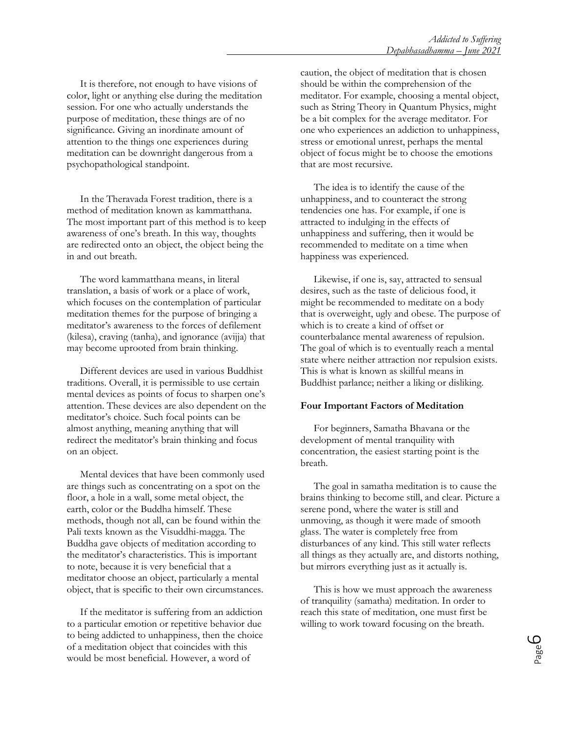It is therefore, not enough to have visions of color, light or anything else during the meditation session. For one who actually understands the purpose of meditation, these things are of no significance. Giving an inordinate amount of attention to the things one experiences during meditation can be downright dangerous from a psychopathological standpoint.

In the Theravada Forest tradition, there is a method of meditation known as kammatthana. The most important part of this method is to keep awareness of one's breath. In this way, thoughts are redirected onto an object, the object being the in and out breath.

The word kammatthana means, in literal translation, a basis of work or a place of work, which focuses on the contemplation of particular meditation themes for the purpose of bringing a meditator's awareness to the forces of defilement (kilesa), craving (tanha), and ignorance (avijja) that may become uprooted from brain thinking.

Different devices are used in various Buddhist traditions. Overall, it is permissible to use certain mental devices as points of focus to sharpen one's attention. These devices are also dependent on the meditator's choice. Such focal points can be almost anything, meaning anything that will redirect the meditator's brain thinking and focus on an object.

Mental devices that have been commonly used are things such as concentrating on a spot on the floor, a hole in a wall, some metal object, the earth, color or the Buddha himself. These methods, though not all, can be found within the Pali texts known as the Visuddhi-magga. The Buddha gave objects of meditation according to the meditator's characteristics. This is important to note, because it is very beneficial that a meditator choose an object, particularly a mental object, that is specific to their own circumstances.

If the meditator is suffering from an addiction to a particular emotion or repetitive behavior due to being addicted to unhappiness, then the choice of a meditation object that coincides with this would be most beneficial. However, a word of caution, the object of meditation that is chosen should be within the comprehension of the meditator. For example, choosing a mental object, such as String Theory in Quantum Physics, might be a bit complex for the average meditator. For one who experiences an addiction to unhappiness, stress or emotional unrest, perhaps the mental object of focus might be to choose the emotions that are most recursive.

The idea is to identify the cause of the unhappiness, and to counteract the strong tendencies one has. For example, if one is attracted to indulging in the effects of unhappiness and suffering, then it would be recommended to meditate on a time when happiness was experienced.

Likewise, if one is, say, attracted to sensual desires, such as the taste of delicious food, it might be recommended to meditate on a body that is overweight, ugly and obese. The purpose of which is to create a kind of offset or counterbalance mental awareness of repulsion. The goal of which is to eventually reach a mental state where neither attraction nor repulsion exists. This is what is known as skillful means in Buddhist parlance; neither a liking or disliking.

**Four Important Factors of Meditation**

For beginners, Samatha Bhavana or the development of mental tranquility with concentration, the easiest starting point is the breath.

The goal in samatha meditation is to cause the brains thinking to become still, and clear. Picture a serene pond, where the water is still and unmoving, as though it were made of smooth glass. The water is completely free from disturbances of any kind. This still water reflects all things as they actually are, and distorts nothing, but mirrors everything just as it actually is.

This is how we must approach the awareness of tranquility (samatha) meditation. In order to reach this state of meditation, one must first be willing to work toward focusing on the breath.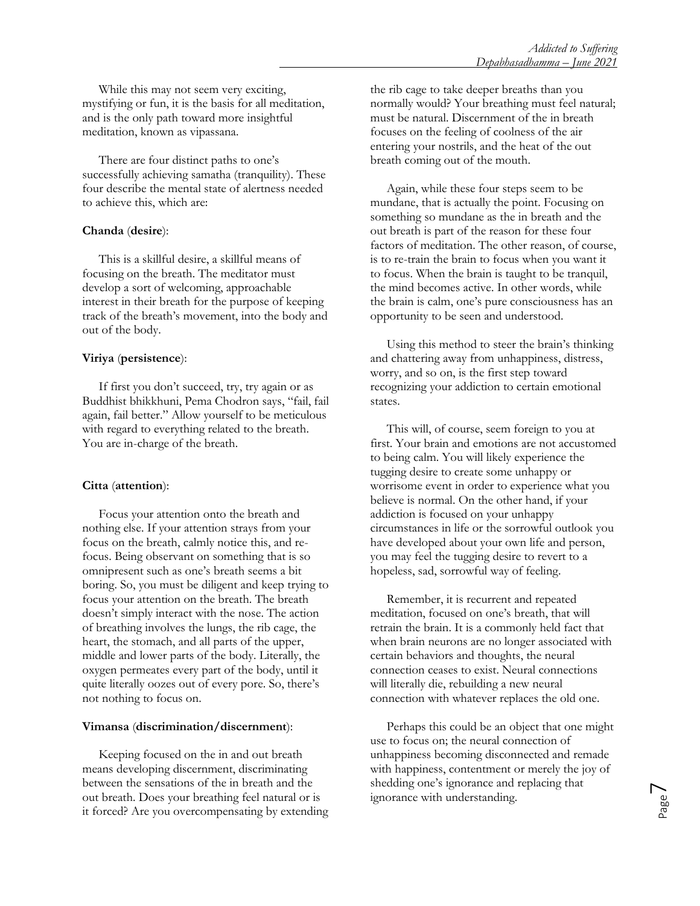While this may not seem very exciting, mystifying or fun, it is the basis for all meditation, and is the only path toward more insightful meditation, known as vipassana.

There are four distinct paths to one's successfully achieving samatha (tranquility). These four describe the mental state of alertness needed to achieve this, which are:

**Chanda** (**desire**):

This is a skillful desire, a skillful means of focusing on the breath. The meditator must develop a sort of welcoming, approachable interest in their breath for the purpose of keeping track of the breath's movement, into the body and out of the body.

**Viriya** (**persistence**):

If first you don't succeed, try, try again or as Buddhist bhikkhuni, Pema Chodron says, "fail, fail again, fail better." Allow yourself to be meticulous with regard to everything related to the breath. You are in-charge of the breath.

**Citta** (**attention**):

Focus your attention onto the breath and nothing else. If your attention strays from your focus on the breath, calmly notice this, and re-focus. Being observant on something that is so omnipresent such as one's breath seems a bit boring. So, you must be diligent and keep trying to focus your attention on the breath. The breath doesn't simply interact with the nose. The action of breathing involves the lungs, the rib cage, the heart, the stomach, and all parts of the upper, middle and lower parts of the body. Literally, the oxygen permeates every part of the body, until it quite literally oozes out of every pore. So, there's not nothing to focus on.

**Vimansa** (**discrimination/discernment**):

Keeping focused on the in and out breath means developing discernment, discriminating between the sensations of the in breath and the out breath. Does your breathing feel natural or is it forced? Are you overcompensating by extending the rib cage to take deeper breaths than you normally would? Your breathing must feel natural; must be natural. Discernment of the in breath focuses on the feeling of coolness of the air entering your nostrils, and the heat of the out breath coming out of the mouth.

Again, while these four steps seem to be mundane, that is actually the point. Focusing on something so mundane as the in breath and the out breath is part of the reason for these four factors of meditation. The other reason, of course, is to re-train the brain to focus when you want it to focus. When the brain is taught to be tranquil, the mind becomes active. In other words, while the brain is calm, one's pure consciousness has an opportunity to be seen and understood.

Using this method to steer the brain's thinking and chattering away from unhappiness, distress, worry, and so on, is the first step toward recognizing your addiction to certain emotional states.

This will, of course, seem foreign to you at first. Your brain and emotions are not accustomed to being calm. You will likely experience the tugging desire to create some unhappy or worrisome event in order to experience what you believe is normal. On the other hand, if your addiction is focused on your unhappy circumstances in life or the sorrowful outlook you have developed about your own life and person, you may feel the tugging desire to revert to a hopeless, sad, sorrowful way of feeling.

Remember, it is recurrent and repeated meditation, focused on one's breath, that will retrain the brain. It is a commonly held fact that when brain neurons are no longer associated with certain behaviors and thoughts, the neural connection ceases to exist. Neural connections will literally die, rebuilding a new neural connection with whatever replaces the old one.

Perhaps this could be an object that one might use to focus on; the neural connection of unhappiness becoming disconnected and remade with happiness, contentment or merely the joy of shedding one's ignorance and replacing that ignorance with understanding.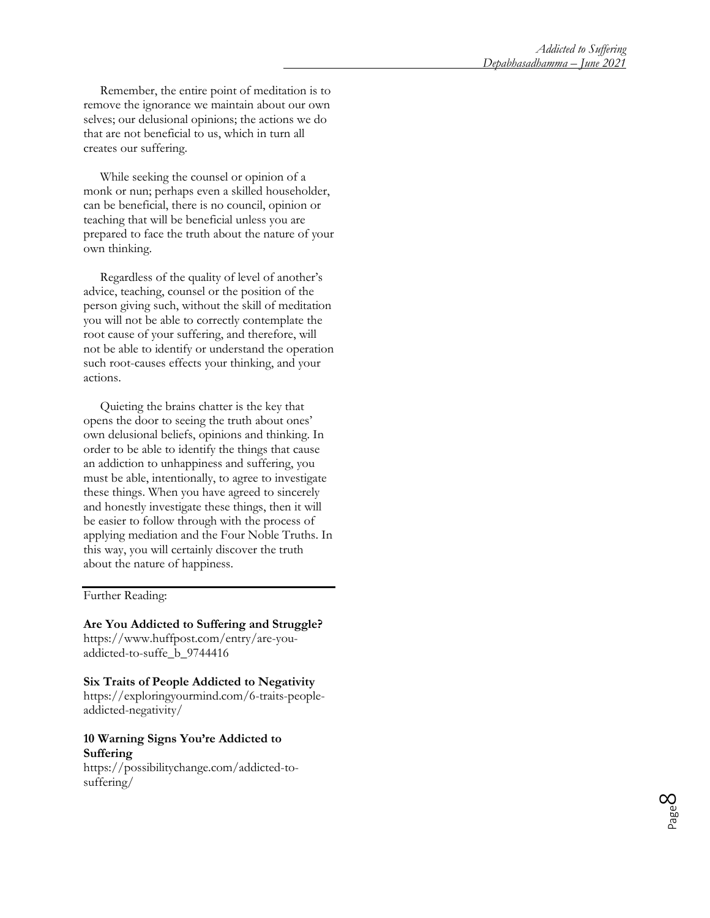Remember, the entire point of meditation is to remove the ignorance we maintain about our own selves; our delusional opinions; the actions we do that are not beneficial to us, which in turn all creates our suffering.

While seeking the counsel or opinion of a monk or nun; perhaps even a skilled householder, can be beneficial, there is no council, opinion or teaching that will be beneficial unless you are prepared to face the truth about the nature of your own thinking.

Regardless of the quality of level of another's advice, teaching, counsel or the position of the person giving such, without the skill of meditation you will not be able to correctly contemplate the root cause of your suffering, and therefore, will not be able to identify or understand the operation such root-causes effects your thinking, and your actions.

Quieting the brains chatter is the key that opens the door to seeing the truth about ones' own delusional beliefs, opinions and thinking. In order to be able to identify the things that cause an addiction to unhappiness and suffering, you must be able, intentionally, to agree to investigate these things. When you have agreed to sincerely and honestly investigate these things, then it will be easier to follow through with the process of applying mediation and the Four Noble Truths. In this way, you will certainly discover the truth about the nature of happiness.

---

Further Reading:

**Are You Addicted to Suffering and Struggle?**
https://www.huffpost.com/entry/are-you-addicted-to-suffe_b_9744416

**Six Traits of People Addicted to Negativity**
https://exploringyourmind.com/6-traits-people-addicted-negativity/

**10 Warning Signs You're Addicted to Suffering**
https://possibilitychange.com/addicted-to-suffering/